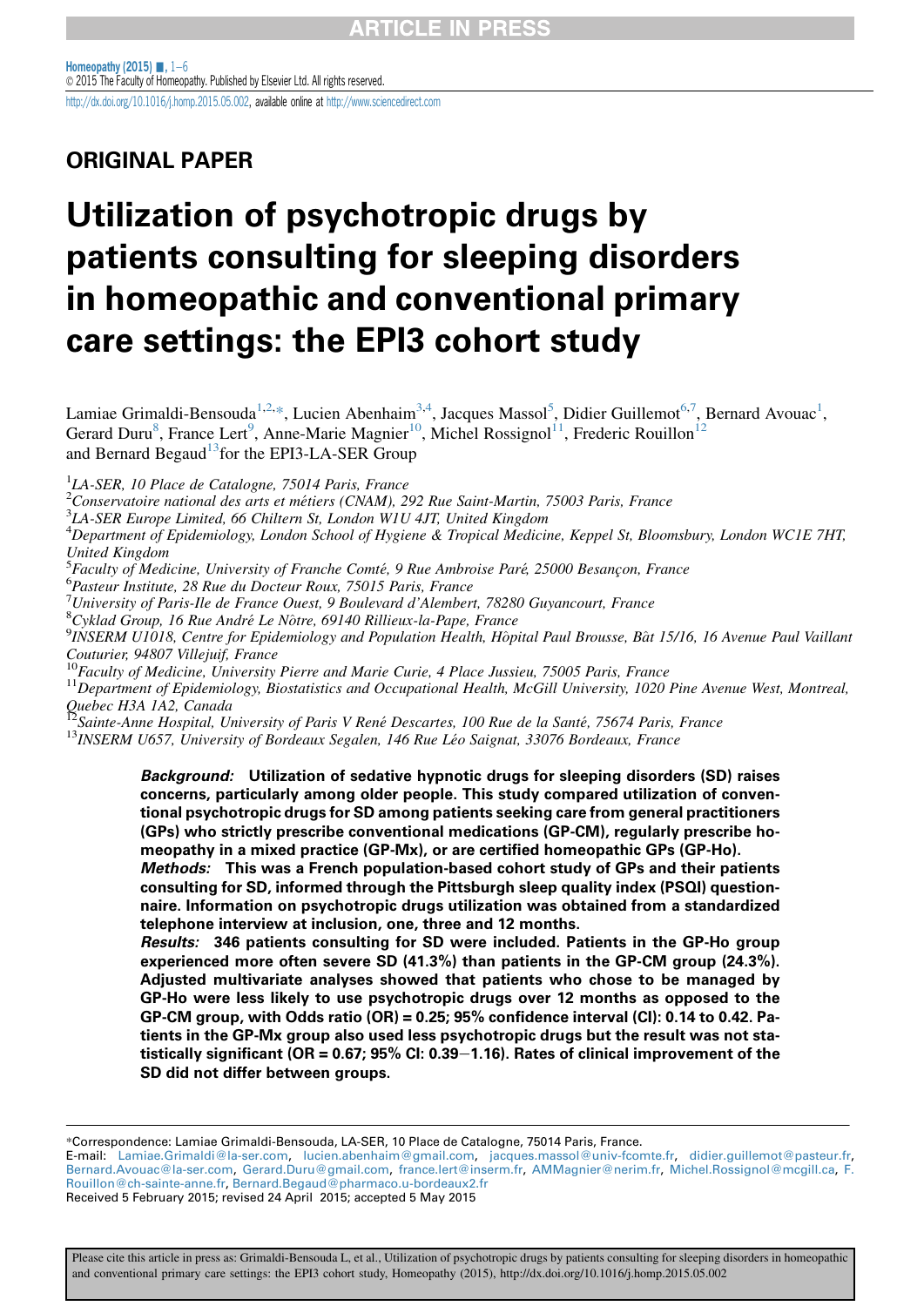ORIGINAL PAPER

# Utilization of psychotropic drugs by patients consulting for sleeping disorders in homeopathic and conventional primary care settings: the EPI3 cohort study

Lamiae Grimaldi-Bensouda[1,2,*], Lucien Abenhaim[3,4], Jacques Massol[5], Didier Guillemot[6,7], Bernard Avouac[1], Gerard Duru[8], France Lert[9], Anne-Marie Magnier[10], Michel Rossignol[11], Frederic Rouillon[12] and Bernard Begaud[13] for the EPI3-LA-SER Group

[1]*LA-SER, 10 Place de Catalogne, 75014 Paris, France*
[2]*Conservatoire national des arts et métiers (CNAM), 292 Rue Saint-Martin, 75003 Paris, France*
[3]*LA-SER Europe Limited, 66 Chiltern St, London W1U 4JT, United Kingdom*
[4]*Department of Epidemiology, London School of Hygiene & Tropical Medicine, Keppel St, Bloomsbury, London WC1E 7HT, United Kingdom*
[5]*Faculty of Medicine, University of Franche Comté, 9 Rue Ambroise Paré, 25000 Besançon, France*
[6]*Pasteur Institute, 28 Rue du Docteur Roux, 75015 Paris, France*
[7]*University of Paris-Ile de France Ouest, 9 Boulevard d'Alembert, 78280 Guyancourt, France*
[8]*Cyklad Group, 16 Rue André Le Nôtre, 69140 Rillieux-la-Pape, France*
[9]*INSERM U1018, Centre for Epidemiology and Population Health, Hôpital Paul Brousse, Bât 15/16, 16 Avenue Paul Vaillant Couturier, 94807 Villejuif, France*
[10]*Faculty of Medicine, University Pierre and Marie Curie, 4 Place Jussieu, 75005 Paris, France*
[11]*Department of Epidemiology, Biostatistics and Occupational Health, McGill University, 1020 Pine Avenue West, Montreal, Quebec H3A 1A2, Canada*
[12]*Sainte-Anne Hospital, University of Paris V René Descartes, 100 Rue de la Santé, 75674 Paris, France*
[13]*INSERM U657, University of Bordeaux Segalen, 146 Rue Léo Saignat, 33076 Bordeaux, France*

***Background:*** **Utilization of sedative hypnotic drugs for sleeping disorders (SD) raises concerns, particularly among older people. This study compared utilization of conventional psychotropic drugs for SD among patients seeking care from general practitioners (GPs) who strictly prescribe conventional medications (GP-CM), regularly prescribe homeopathy in a mixed practice (GP-Mx), or are certified homeopathic GPs (GP-Ho).**

***Methods:*** **This was a French population-based cohort study of GPs and their patients consulting for SD, informed through the Pittsburgh sleep quality index (PSQI) questionnaire. Information on psychotropic drugs utilization was obtained from a standardized telephone interview at inclusion, one, three and 12 months.**

***Results:*** **346 patients consulting for SD were included. Patients in the GP-Ho group experienced more often severe SD (41.3%) than patients in the GP-CM group (24.3%). Adjusted multivariate analyses showed that patients who chose to be managed by GP-Ho were less likely to use psychotropic drugs over 12 months as opposed to the GP-CM group, with Odds ratio (OR) = 0.25; 95% confidence interval (CI): 0.14 to 0.42. Patients in the GP-Mx group also used less psychotropic drugs but the result was not statistically significant (OR = 0.67; 95% CI: 0.39–1.16). Rates of clinical improvement of the SD did not differ between groups.**

*Correspondence: Lamiae Grimaldi-Bensouda, LA-SER, 10 Place de Catalogne, 75014 Paris, France.
E-mail: Lamiae.Grimaldi@la-ser.com, lucien.abenhaim@gmail.com, jacques.massol@univ-fcomte.fr, didier.guillemot@pasteur.fr, Bernard.Avouac@la-ser.com, Gerard.Duru@gmail.com, france.lert@inserm.fr, AMMagnier@nerim.fr, Michel.Rossignol@mcgill.ca, F.Rouillon@ch-sainte-anne.fr, Bernard.Begaud@pharmaco.u-bordeaux2.fr
Received 5 February 2015; revised 24 April 2015; accepted 5 May 2015

Please cite this article in press as: Grimaldi-Bensouda L, et al., Utilization of psychotropic drugs by patients consulting for sleeping disorders in homeopathic and conventional primary care settings: the EPI3 cohort study, Homeopathy (2015), http://dx.doi.org/10.1016/j.homp.2015.05.002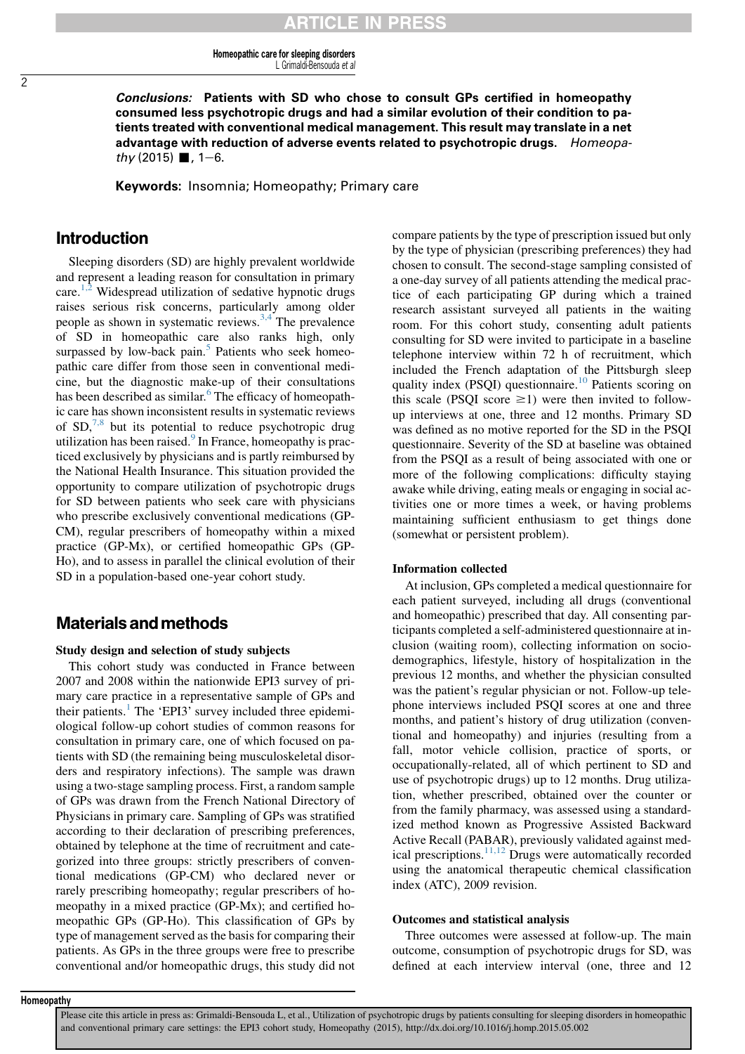***Conclusions:*** **Patients with SD who chose to consult GPs certified in homeopathy consumed less psychotropic drugs and had a similar evolution of their condition to patients treated with conventional medical management. This result may translate in a net advantage with reduction of adverse events related to psychotropic drugs.** *Homeopathy* (2015) ■, 1–6.

**Keywords:** Insomnia; Homeopathy; Primary care

## Introduction

Sleeping disorders (SD) are highly prevalent worldwide and represent a leading reason for consultation in primary care.[1,2] Widespread utilization of sedative hypnotic drugs raises serious risk concerns, particularly among older people as shown in systematic reviews.[3,4] The prevalence of SD in homeopathic care also ranks high, only surpassed by low-back pain.[5] Patients who seek homeopathic care differ from those seen in conventional medicine, but the diagnostic make-up of their consultations has been described as similar.[6] The efficacy of homeopathic care has shown inconsistent results in systematic reviews of SD,[7,8] but its potential to reduce psychotropic drug utilization has been raised.[9] In France, homeopathy is practiced exclusively by physicians and is partly reimbursed by the National Health Insurance. This situation provided the opportunity to compare utilization of psychotropic drugs for SD between patients who seek care with physicians who prescribe exclusively conventional medications (GP-CM), regular prescribers of homeopathy within a mixed practice (GP-Mx), or certified homeopathic GPs (GP-Ho), and to assess in parallel the clinical evolution of their SD in a population-based one-year cohort study.

## Materials and methods

### Study design and selection of study subjects

This cohort study was conducted in France between 2007 and 2008 within the nationwide EPI3 survey of primary care practice in a representative sample of GPs and their patients.[1] The 'EPI3' survey included three epidemiological follow-up cohort studies of common reasons for consultation in primary care, one of which focused on patients with SD (the remaining being musculoskeletal disorders and respiratory infections). The sample was drawn using a two-stage sampling process. First, a random sample of GPs was drawn from the French National Directory of Physicians in primary care. Sampling of GPs was stratified according to their declaration of prescribing preferences, obtained by telephone at the time of recruitment and categorized into three groups: strictly prescribers of conventional medications (GP-CM) who declared never or rarely prescribing homeopathy; regular prescribers of homeopathy in a mixed practice (GP-Mx); and certified homeopathic GPs (GP-Ho). This classification of GPs by type of management served as the basis for comparing their patients. As GPs in the three groups were free to prescribe conventional and/or homeopathic drugs, this study did not compare patients by the type of prescription issued but only by the type of physician (prescribing preferences) they had chosen to consult. The second-stage sampling consisted of a one-day survey of all patients attending the medical practice of each participating GP during which a trained research assistant surveyed all patients in the waiting room. For this cohort study, consenting adult patients consulting for SD were invited to participate in a baseline telephone interview within 72 h of recruitment, which included the French adaptation of the Pittsburgh sleep quality index (PSQI) questionnaire.[10] Patients scoring on this scale (PSQI score $\geq 1$) were then invited to follow-up interviews at one, three and 12 months. Primary SD was defined as no motive reported for the SD in the PSQI questionnaire. Severity of the SD at baseline was obtained from the PSQI as a result of being associated with one or more of the following complications: difficulty staying awake while driving, eating meals or engaging in social activities one or more times a week, or having problems maintaining sufficient enthusiasm to get things done (somewhat or persistent problem).

### Information collected

At inclusion, GPs completed a medical questionnaire for each patient surveyed, including all drugs (conventional and homeopathic) prescribed that day. All consenting participants completed a self-administered questionnaire at inclusion (waiting room), collecting information on sociodemographics, lifestyle, history of hospitalization in the previous 12 months, and whether the physician consulted was the patient's regular physician or not. Follow-up telephone interviews included PSQI scores at one and three months, and patient's history of drug utilization (conventional and homeopathy) and injuries (resulting from a fall, motor vehicle collision, practice of sports, or occupationally-related, all of which pertinent to SD and use of psychotropic drugs) up to 12 months. Drug utilization, whether prescribed, obtained over the counter or from the family pharmacy, was assessed using a standardized method known as Progressive Assisted Backward Active Recall (PABAR), previously validated against medical prescriptions.[11,12] Drugs were automatically recorded using the anatomical therapeutic chemical classification index (ATC), 2009 revision.

### Outcomes and statistical analysis

Three outcomes were assessed at follow-up. The main outcome, consumption of psychotropic drugs for SD, was defined at each interview interval (one, three and 12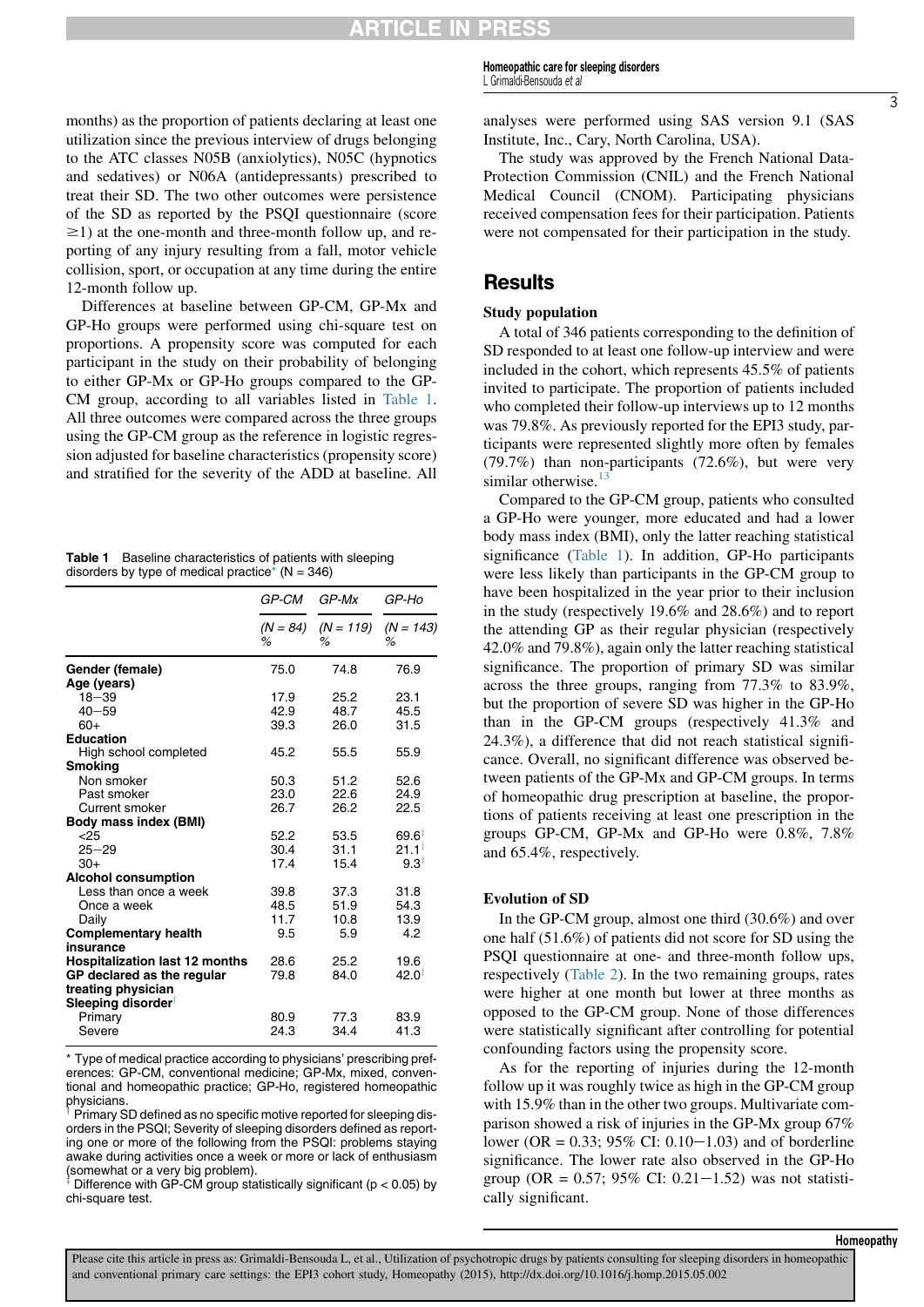months) as the proportion of patients declaring at least one utilization since the previous interview of drugs belonging to the ATC classes N05B (anxiolytics), N05C (hypnotics and sedatives) or N06A (antidepressants) prescribed to treat their SD. The two other outcomes were persistence of the SD as reported by the PSQI questionnaire (score $\geq$1) at the one-month and three-month follow up, and reporting of any injury resulting from a fall, motor vehicle collision, sport, or occupation at any time during the entire 12-month follow up.

Differences at baseline between GP-CM, GP-Mx and GP-Ho groups were performed using chi-square test on proportions. A propensity score was computed for each participant in the study on their probability of belonging to either GP-Mx or GP-Ho groups compared to the GP-CM group, according to all variables listed in Table 1. All three outcomes were compared across the three groups using the GP-CM group as the reference in logistic regression adjusted for baseline characteristics (propensity score) and stratified for the severity of the ADD at baseline. All analyses were performed using SAS version 9.1 (SAS Institute, Inc., Cary, North Carolina, USA).

The study was approved by the French National Data-Protection Commission (CNIL) and the French National Medical Council (CNOM). Participating physicians received compensation fees for their participation. Patients were not compensated for their participation in the study.

**Table 1** Baseline characteristics of patients with sleeping disorders by type of medical practice* (N = 346)

| | GP-CM | GP-Mx | GP-Ho |
|---|---|---|---|
| | *(N = 84)* % | *(N = 119)* % | *(N = 143)* % |
| **Gender (female)** | 75.0 | 74.8 | 76.9 |
| **Age (years)** | | | |
| 18–39 | 17.9 | 25.2 | 23.1 |
| 40–59 | 42.9 | 48.7 | 45.5 |
| 60+ | 39.3 | 26.0 | 31.5 |
| **Education** | | | |
| High school completed | 45.2 | 55.5 | 55.9 |
| **Smoking** | | | |
| Non smoker | 50.3 | 51.2 | 52.6 |
| Past smoker | 23.0 | 22.6 | 24.9 |
| Current smoker | 26.7 | 26.2 | 22.5 |
| **Body mass index (BMI)** | | | |
| <25 | 52.2 | 53.5 | 69.6‡ |
| 25–29 | 30.4 | 31.1 | 21.1‡ |
| 30+ | 17.4 | 15.4 | 9.3‡ |
| **Alcohol consumption** | | | |
| Less than once a week | 39.8 | 37.3 | 31.8 |
| Once a week | 48.5 | 51.9 | 54.3 |
| Daily | 11.7 | 10.8 | 13.9 |
| **Complementary health insurance** | 9.5 | 5.9 | 4.2 |
| **Hospitalization last 12 months** | 28.6 | 25.2 | 19.6 |
| **GP declared as the regular treating physician** | 79.8 | 84.0 | 42.0‡ |
| **Sleeping disorder**† | | | |
| Primary | 80.9 | 77.3 | 83.9 |
| Severe | 24.3 | 34.4 | 41.3 |

\* Type of medical practice according to physicians' prescribing preferences: GP-CM, conventional medicine; GP-Mx, mixed, conventional and homeopathic practice; GP-Ho, registered homeopathic physicians.
† Primary SD defined as no specific motive reported for sleeping disorders in the PSQI; Severity of sleeping disorders defined as reporting one or more of the following from the PSQI: problems staying awake during activities once a week or more or lack of enthusiasm (somewhat or a very big problem).
‡ Difference with GP-CM group statistically significant ($p < 0.05$) by chi-square test.

## Results

### Study population

A total of 346 patients corresponding to the definition of SD responded to at least one follow-up interview and were included in the cohort, which represents 45.5% of patients invited to participate. The proportion of patients included who completed their follow-up interviews up to 12 months was 79.8%. As previously reported for the EPI3 study, participants were represented slightly more often by females (79.7%) than non-participants (72.6%), but were very similar otherwise.[13]

Compared to the GP-CM group, patients who consulted a GP-Ho were younger, more educated and had a lower body mass index (BMI), only the latter reaching statistical significance (Table 1). In addition, GP-Ho participants were less likely than participants in the GP-CM group to have been hospitalized in the year prior to their inclusion in the study (respectively 19.6% and 28.6%) and to report the attending GP as their regular physician (respectively 42.0% and 79.8%), again only the latter reaching statistical significance. The proportion of primary SD was similar across the three groups, ranging from 77.3% to 83.9%, but the proportion of severe SD was higher in the GP-Ho than in the GP-CM groups (respectively 41.3% and 24.3%), a difference that did not reach statistical significance. Overall, no significant difference was observed between patients of the GP-Mx and GP-CM groups. In terms of homeopathic drug prescription at baseline, the proportions of patients receiving at least one prescription in the groups GP-CM, GP-Mx and GP-Ho were 0.8%, 7.8% and 65.4%, respectively.

### Evolution of SD

In the GP-CM group, almost one third (30.6%) and over one half (51.6%) of patients did not score for SD using the PSQI questionnaire at one- and three-month follow ups, respectively (Table 2). In the two remaining groups, rates were higher at one month but lower at three months as opposed to the GP-CM group. None of those differences were statistically significant after controlling for potential confounding factors using the propensity score.

As for the reporting of injuries during the 12-month follow up it was roughly twice as high in the GP-CM group with 15.9% than in the other two groups. Multivariate comparison showed a risk of injuries in the GP-Mx group 67% lower (OR = 0.33; 95% CI: 0.10–1.03) and of borderline significance. The lower rate also observed in the GP-Ho group (OR = 0.57; 95% CI: 0.21–1.52) was not statistically significant.

Please cite this article in press as: Grimaldi-Bensouda L, et al., Utilization of psychotropic drugs by patients consulting for sleeping disorders in homeopathic and conventional primary care settings: the EPI3 cohort study, Homeopathy (2015), http://dx.doi.org/10.1016/j.homp.2015.05.002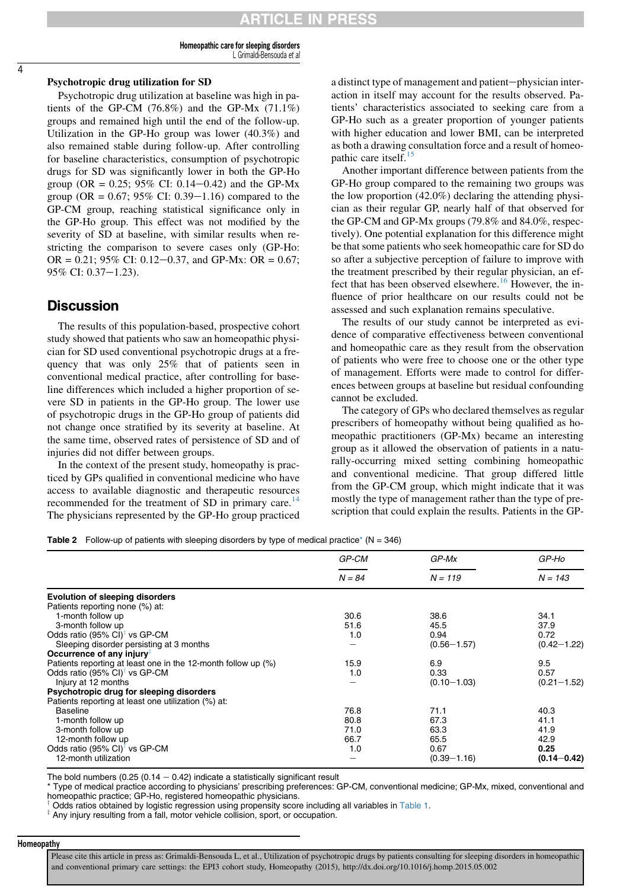### Psychotropic drug utilization for SD

Psychotropic drug utilization at baseline was high in patients of the GP-CM (76.8%) and the GP-Mx (71.1%) groups and remained high until the end of the follow-up. Utilization in the GP-Ho group was lower (40.3%) and also remained stable during follow-up. After controlling for baseline characteristics, consumption of psychotropic drugs for SD was significantly lower in both the GP-Ho group (OR = 0.25; 95% CI: 0.14−0.42) and the GP-Mx group (OR = 0.67; 95% CI: 0.39−1.16) compared to the GP-CM group, reaching statistical significance only in the GP-Ho group. This effect was not modified by the severity of SD at baseline, with similar results when restricting the comparison to severe cases only (GP-Ho: OR = 0.21; 95% CI: 0.12−0.37, and GP-Mx: OR = 0.67; 95% CI: 0.37−1.23).

## Discussion

The results of this population-based, prospective cohort study showed that patients who saw an homeopathic physician for SD used conventional psychotropic drugs at a frequency that was only 25% that of patients seen in conventional medical practice, after controlling for baseline differences which included a higher proportion of severe SD in patients in the GP-Ho group. The lower use of psychotropic drugs in the GP-Ho group of patients did not change once stratified by its severity at baseline. At the same time, observed rates of persistence of SD and of injuries did not differ between groups.

In the context of the present study, homeopathy is practiced by GPs qualified in conventional medicine who have access to available diagnostic and therapeutic resources recommended for the treatment of SD in primary care.[14] The physicians represented by the GP-Ho group practiced a distinct type of management and patient−physician interaction in itself may account for the results observed. Patients' characteristics associated to seeking care from a GP-Ho such as a greater proportion of younger patients with higher education and lower BMI, can be interpreted as both a drawing consultation force and a result of homeopathic care itself.[15]

Another important difference between patients from the GP-Ho group compared to the remaining two groups was the low proportion (42.0%) declaring the attending physician as their regular GP, nearly half of that observed for the GP-CM and GP-Mx groups (79.8% and 84.0%, respectively). One potential explanation for this difference might be that some patients who seek homeopathic care for SD do so after a subjective perception of failure to improve with the treatment prescribed by their regular physician, an effect that has been observed elsewhere.[16] However, the influence of prior healthcare on our results could not be assessed and such explanation remains speculative.

The results of our study cannot be interpreted as evidence of comparative effectiveness between conventional and homeopathic care as they result from the observation of patients who were free to choose one or the other type of management. Efforts were made to control for differences between groups at baseline but residual confounding cannot be excluded.

The category of GPs who declared themselves as regular prescribers of homeopathy without being qualified as homeopathic practitioners (GP-Mx) became an interesting group as it allowed the observation of patients in a naturally-occurring mixed setting combining homeopathic and conventional medicine. That group differed little from the GP-CM group, which might indicate that it was mostly the type of management rather than the type of prescription that could explain the results. Patients in the GP-

**Table 2** Follow-up of patients with sleeping disorders by type of medical practice* (N = 346)

| | *GP-CM* | *GP-Mx* | *GP-Ho* |
|---|---|---|---|
| | *N = 84* | *N = 119* | *N = 143* |
| **Evolution of sleeping disorders** | | | |
| Patients reporting none (%) at: | | | |
| 1-month follow up | 30.6 | 38.6 | 34.1 |
| 3-month follow up | 51.6 | 45.5 | 37.9 |
| Odds ratio (95% CI)[†] vs GP-CM | 1.0 | 0.94 | 0.72 |
| Sleeping disorder persisting at 3 months | – | (0.56−1.57) | (0.42−1.22) |
| **Occurrence of any injury**[‡] | | | |
| Patients reporting at least one in the 12-month follow up (%) | 15.9 | 6.9 | 9.5 |
| Odds ratio (95% CI)[†] vs GP-CM | 1.0 | 0.33 | 0.57 |
| Injury at 12 months | – | (0.10−1.03) | (0.21−1.52) |
| **Psychotropic drug for sleeping disorders** | | | |
| Patients reporting at least one utilization (%) at: | | | |
| Baseline | 76.8 | 71.1 | 40.3 |
| 1-month follow up | 80.8 | 67.3 | 41.1 |
| 3-month follow up | 71.0 | 63.3 | 41.9 |
| 12-month follow up | 66.7 | 65.5 | 42.9 |
| Odds ratio (95% CI)[†] vs GP-CM | 1.0 | 0.67 | **0.25** |
| 12-month utilization | – | (0.39−1.16) | **(0.14−0.42)** |

The bold numbers (0.25 (0.14 − 0.42) indicate a statistically significant result

\* Type of medical practice according to physicians' prescribing preferences: GP-CM, conventional medicine; GP-Mx, mixed, conventional and homeopathic practice; GP-Ho, registered homeopathic physicians.

[†] Odds ratios obtained by logistic regression using propensity score including all variables in Table 1.

[‡] Any injury resulting from a fall, motor vehicle collision, sport, or occupation.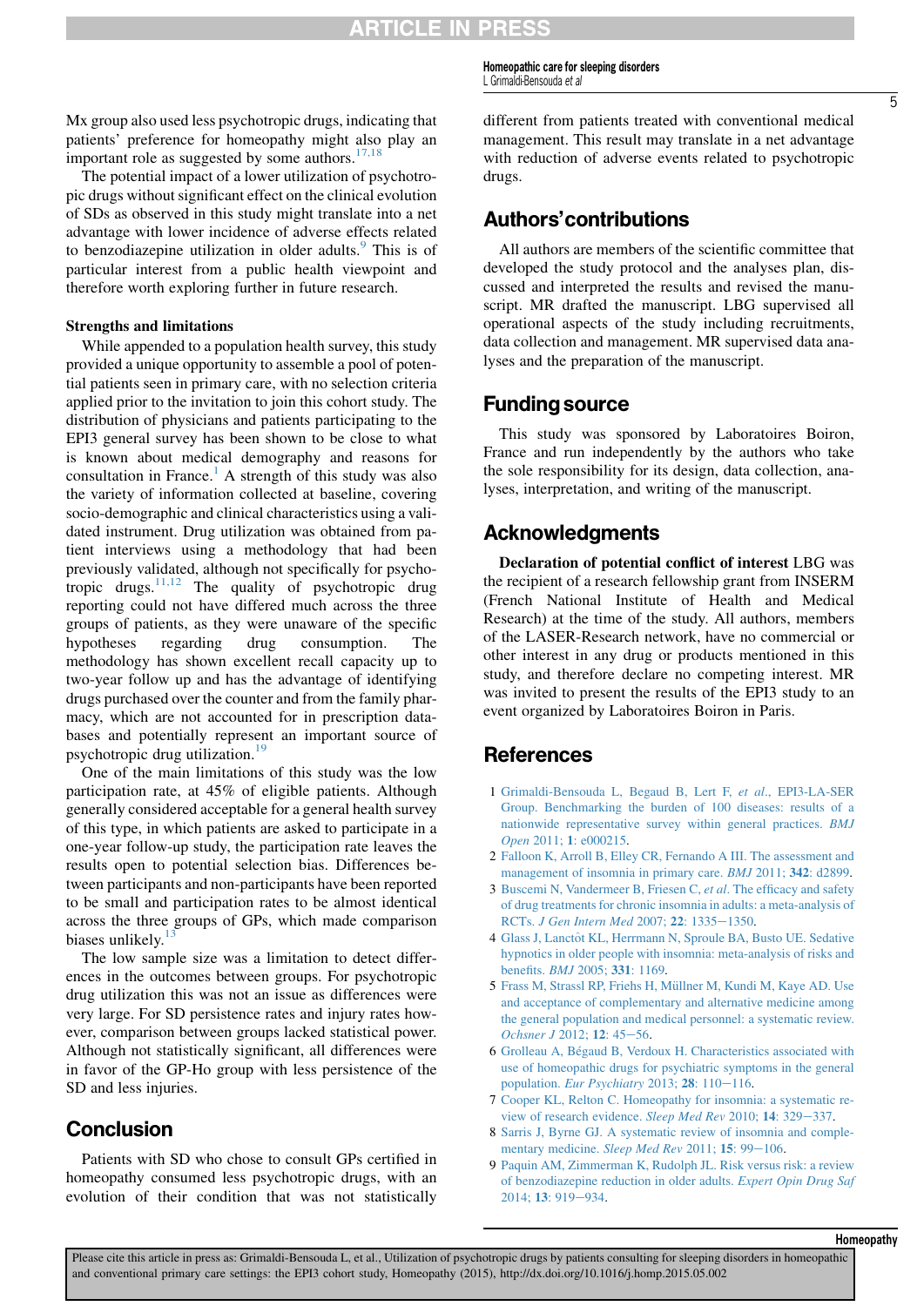Mx group also used less psychotropic drugs, indicating that patients' preference for homeopathy might also play an important role as suggested by some authors.[17,18]

The potential impact of a lower utilization of psychotropic drugs without significant effect on the clinical evolution of SDs as observed in this study might translate into a net advantage with lower incidence of adverse effects related to benzodiazepine utilization in older adults.[9] This is of particular interest from a public health viewpoint and therefore worth exploring further in future research.

**Strengths and limitations**

While appended to a population health survey, this study provided a unique opportunity to assemble a pool of potential patients seen in primary care, with no selection criteria applied prior to the invitation to join this cohort study. The distribution of physicians and patients participating to the EPI3 general survey has been shown to be close to what is known about medical demography and reasons for consultation in France.[1] A strength of this study was also the variety of information collected at baseline, covering socio-demographic and clinical characteristics using a validated instrument. Drug utilization was obtained from patient interviews using a methodology that had been previously validated, although not specifically for psychotropic drugs.[11,12] The quality of psychotropic drug reporting could not have differed much across the three groups of patients, as they were unaware of the specific hypotheses regarding drug consumption. The methodology has shown excellent recall capacity up to two-year follow up and has the advantage of identifying drugs purchased over the counter and from the family pharmacy, which are not accounted for in prescription databases and potentially represent an important source of psychotropic drug utilization.[19]

One of the main limitations of this study was the low participation rate, at 45% of eligible patients. Although generally considered acceptable for a general health survey of this type, in which patients are asked to participate in a one-year follow-up study, the participation rate leaves the results open to potential selection bias. Differences between participants and non-participants have been reported to be small and participation rates to be almost identical across the three groups of GPs, which made comparison biases unlikely.[13]

The low sample size was a limitation to detect differences in the outcomes between groups. For psychotropic drug utilization this was not an issue as differences were very large. For SD persistence rates and injury rates however, comparison between groups lacked statistical power. Although not statistically significant, all differences were in favor of the GP-Ho group with less persistence of the SD and less injuries.

## Conclusion

Patients with SD who chose to consult GPs certified in homeopathy consumed less psychotropic drugs, with an evolution of their condition that was not statistically different from patients treated with conventional medical management. This result may translate in a net advantage with reduction of adverse events related to psychotropic drugs.

## Authors' contributions

All authors are members of the scientific committee that developed the study protocol and the analyses plan, discussed and interpreted the results and revised the manuscript. MR drafted the manuscript. LBG supervised all operational aspects of the study including recruitments, data collection and management. MR supervised data analyses and the preparation of the manuscript.

## Funding source

This study was sponsored by Laboratoires Boiron, France and run independently by the authors who take the sole responsibility for its design, data collection, analyses, interpretation, and writing of the manuscript.

## Acknowledgments

**Declaration of potential conflict of interest** LBG was the recipient of a research fellowship grant from INSERM (French National Institute of Health and Medical Research) at the time of the study. All authors, members of the LASER-Research network, have no commercial or other interest in any drug or products mentioned in this study, and therefore declare no competing interest. MR was invited to present the results of the EPI3 study to an event organized by Laboratoires Boiron in Paris.

## References

1 Grimaldi-Bensouda L, Begaud B, Lert F, *et al*., EPI3-LA-SER Group. Benchmarking the burden of 100 diseases: results of a nationwide representative survey within general practices. *BMJ Open* 2011; **1**: e000215.

2 Falloon K, Arroll B, Elley CR, Fernando A III. The assessment and management of insomnia in primary care. *BMJ* 2011; **342**: d2899.

3 Buscemi N, Vandermeer B, Friesen C, *et al*. The efficacy and safety of drug treatments for chronic insomnia in adults: a meta-analysis of RCTs. *J Gen Intern Med* 2007; **22**: 1335–1350.

4 Glass J, Lanctôt KL, Herrmann N, Sproule BA, Busto UE. Sedative hypnotics in older people with insomnia: meta-analysis of risks and benefits. *BMJ* 2005; **331**: 1169.

5 Frass M, Strassl RP, Friehs H, Müllner M, Kundi M, Kaye AD. Use and acceptance of complementary and alternative medicine among the general population and medical personnel: a systematic review. *Ochsner J* 2012; **12**: 45–56.

6 Grolleau A, Bégaud B, Verdoux H. Characteristics associated with use of homeopathic drugs for psychiatric symptoms in the general population. *Eur Psychiatry* 2013; **28**: 110–116.

7 Cooper KL, Relton C. Homeopathy for insomnia: a systematic review of research evidence. *Sleep Med Rev* 2010; **14**: 329–337.

8 Sarris J, Byrne GJ. A systematic review of insomnia and complementary medicine. *Sleep Med Rev* 2011; **15**: 99–106.

9 Paquin AM, Zimmerman K, Rudolph JL. Risk versus risk: a review of benzodiazepine reduction in older adults. *Expert Opin Drug Saf* 2014; **13**: 919–934.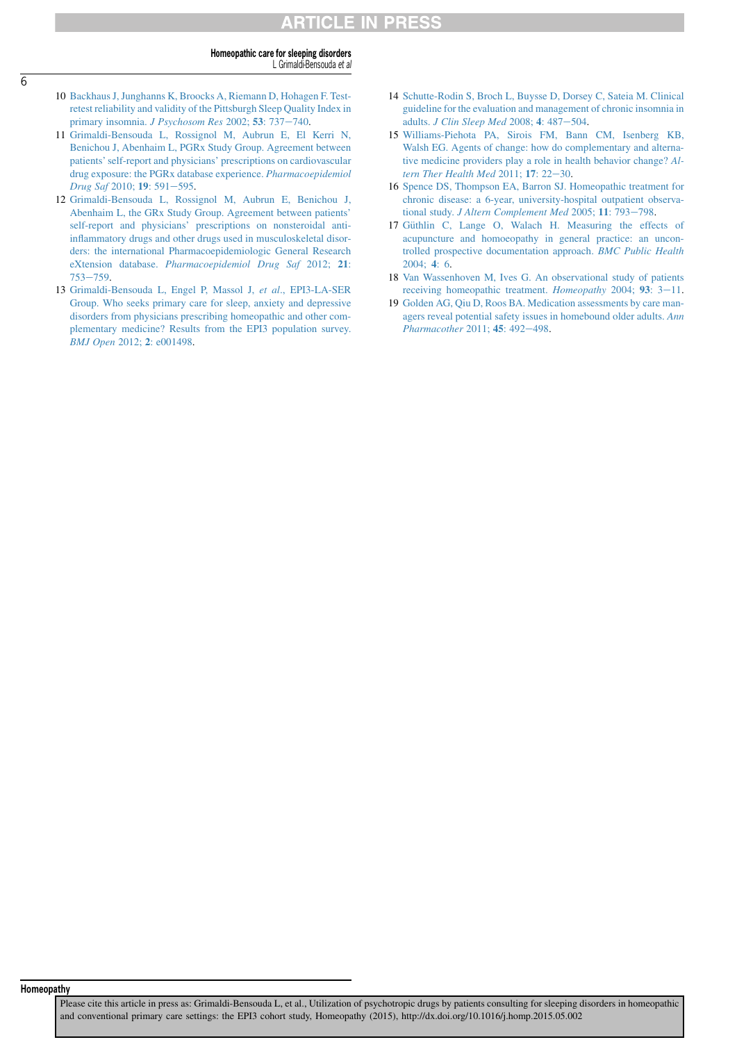10 Backhaus J, Junghanns K, Broocks A, Riemann D, Hohagen F. Test-retest reliability and validity of the Pittsburgh Sleep Quality Index in primary insomnia. *J Psychosom Res* 2002; **53**: 737–740.

11 Grimaldi-Bensouda L, Rossignol M, Aubrun E, El Kerri N, Benichou J, Abenhaim L, PGRx Study Group. Agreement between patients' self-report and physicians' prescriptions on cardiovascular drug exposure: the PGRx database experience. *Pharmacoepidemiol Drug Saf* 2010; **19**: 591–595.

12 Grimaldi-Bensouda L, Rossignol M, Aubrun E, Benichou J, Abenhaim L, the GRx Study Group. Agreement between patients' self-report and physicians' prescriptions on nonsteroidal anti-inflammatory drugs and other drugs used in musculoskeletal disorders: the international Pharmacoepidemiologic General Research eXtension database. *Pharmacoepidemiol Drug Saf* 2012; **21**: 753–759.

13 Grimaldi-Bensouda L, Engel P, Massol J, *et al*., EPI3-LA-SER Group. Who seeks primary care for sleep, anxiety and depressive disorders from physicians prescribing homeopathic and other complementary medicine? Results from the EPI3 population survey. *BMJ Open* 2012; **2**: e001498.

14 Schutte-Rodin S, Broch L, Buysse D, Dorsey C, Sateia M. Clinical guideline for the evaluation and management of chronic insomnia in adults. *J Clin Sleep Med* 2008; **4**: 487–504.

15 Williams-Piehota PA, Sirois FM, Bann CM, Isenberg KB, Walsh EG. Agents of change: how do complementary and alternative medicine providers play a role in health behavior change? *Altern Ther Health Med* 2011; **17**: 22–30.

16 Spence DS, Thompson EA, Barron SJ. Homeopathic treatment for chronic disease: a 6-year, university-hospital outpatient observational study. *J Altern Complement Med* 2005; **11**: 793–798.

17 Güthlin C, Lange O, Walach H. Measuring the effects of acupuncture and homoeopathy in general practice: an uncontrolled prospective documentation approach. *BMC Public Health* 2004; **4**: 6.

18 Van Wassenhoven M, Ives G. An observational study of patients receiving homeopathic treatment. *Homeopathy* 2004; **93**: 3–11.

19 Golden AG, Qiu D, Roos BA. Medication assessments by care managers reveal potential safety issues in homebound older adults. *Ann Pharmacother* 2011; **45**: 492–498.

Please cite this article in press as: Grimaldi-Bensouda L, et al., Utilization of psychotropic drugs by patients consulting for sleeping disorders in homeopathic and conventional primary care settings: the EPI3 cohort study, Homeopathy (2015), http://dx.doi.org/10.1016/j.homp.2015.05.002